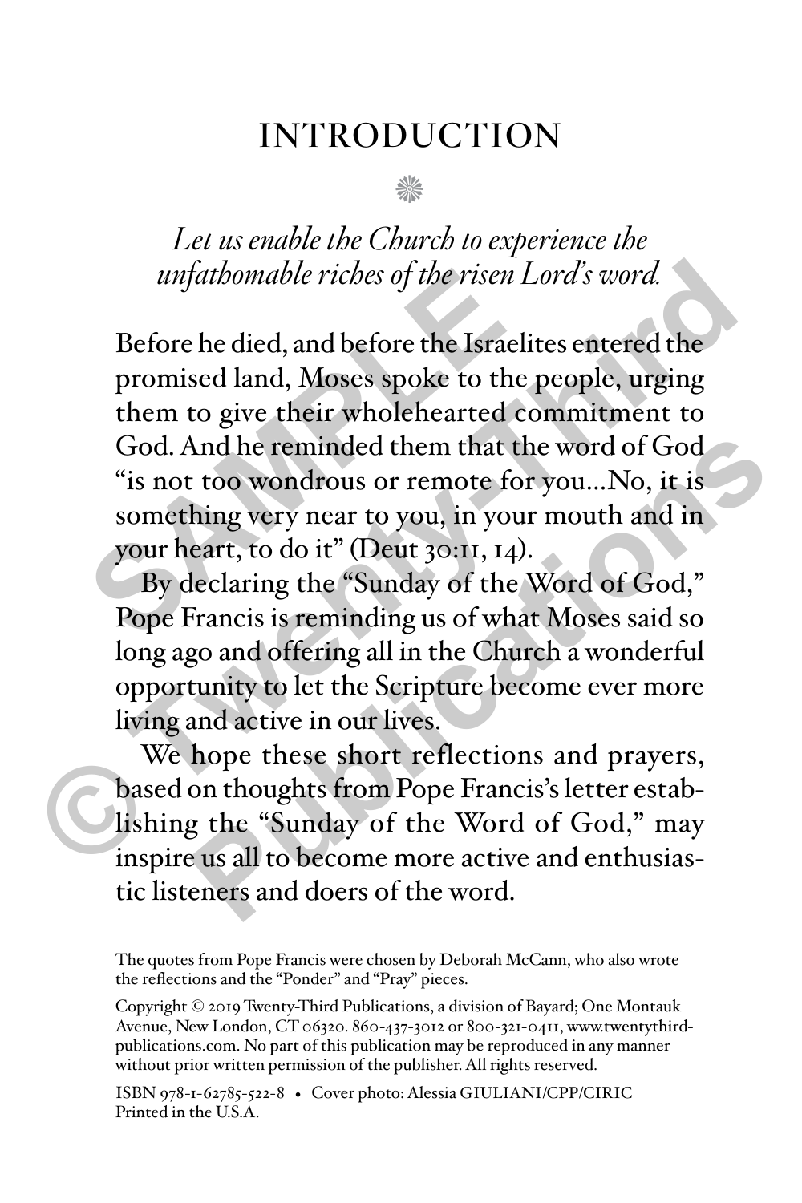# INTRODUCTION

*Let us enable the Church to experience the unfathomable riches of the risen Lord's word.*

Before he died, and before the Israelites entered the promised land, Moses spoke to the people, urging them to give their wholehearted commitment to God. And he reminded them that the word of God "is not too wondrous or remote for you...No, it is something very near to you, in your mouth and in your heart, to do it" (Deut 30:11, 14).

By declaring the "Sunday of the Word of God," Pope Francis is reminding us of what Moses said so long ago and offering all in the Church a wonderful opportunity to let the Scripture become ever more living and active in our lives.

We hope these short reflections and prayers, based on thoughts from Pope Francis's letter establishing the "Sunday of the Word of God," may inspire us all to become more active and enthusiastic listeners and doers of the word.

The quotes from Pope Francis were chosen by Deborah McCann, who also wrote the reflections and the "Ponder" and "Pray" pieces.

Copyright © 2019 Twenty-Third Publications, a division of Bayard; One Montauk Avenue, New London, CT 06320. 860-437-3012 or 800-321-0411, www.twentythirdpublications.com. No part of this publication may be reproduced in any manner without prior written permission of the publisher. All rights reserved.

ISBN 978-1-62785-522-8 • Cover photo: Alessia GIULIANI/CPP/CIRIC
Printed in the U.S.A.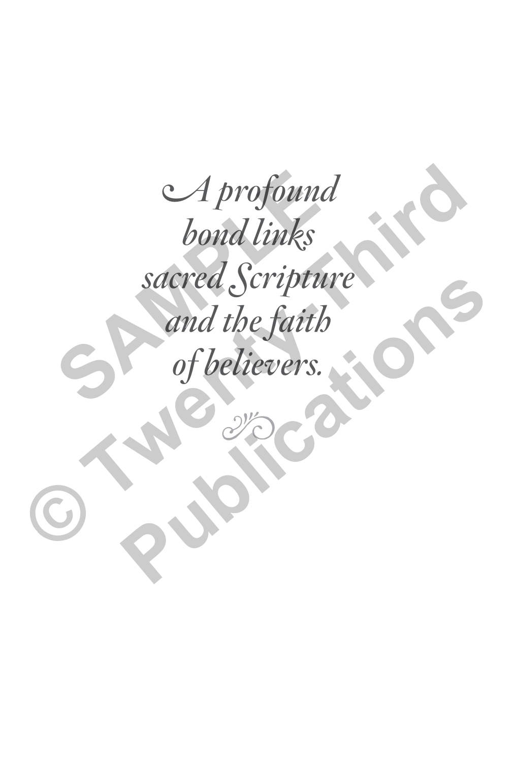*A profound*
*bond links*
*sacred Scripture*
*and the faith*
*of believers.*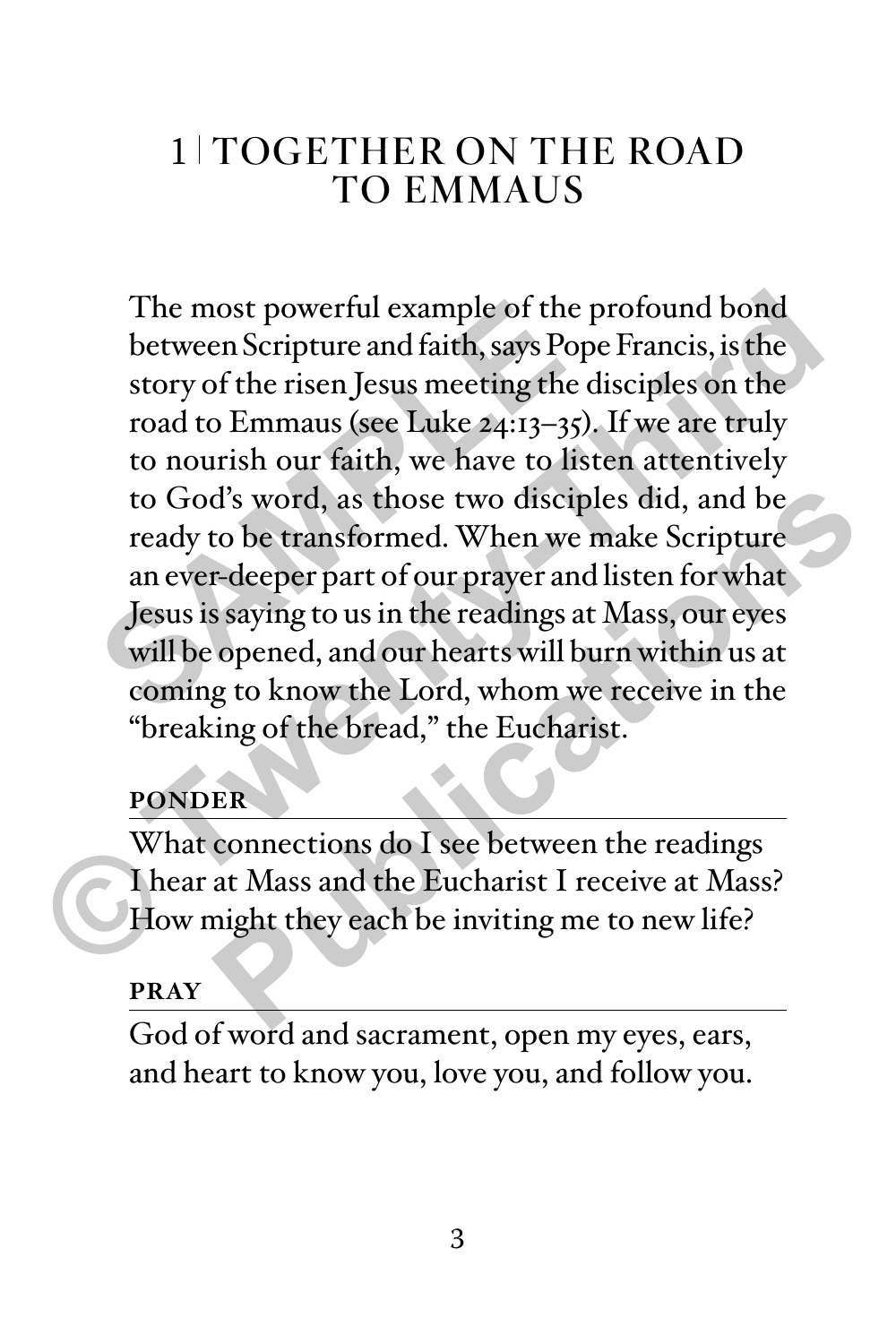# 1 | TOGETHER ON THE ROAD TO EMMAUS

The most powerful example of the profound bond between Scripture and faith, says Pope Francis, is the story of the risen Jesus meeting the disciples on the road to Emmaus (see Luke 24:13–35). If we are truly to nourish our faith, we have to listen attentively to God's word, as those two disciples did, and be ready to be transformed. When we make Scripture an ever-deeper part of our prayer and listen for what Jesus is saying to us in the readings at Mass, our eyes will be opened, and our hearts will burn within us at coming to know the Lord, whom we receive in the "breaking of the bread," the Eucharist.

### PONDER

What connections do I see between the readings I hear at Mass and the Eucharist I receive at Mass? How might they each be inviting me to new life?

### PRAY

God of word and sacrament, open my eyes, ears, and heart to know you, love you, and follow you.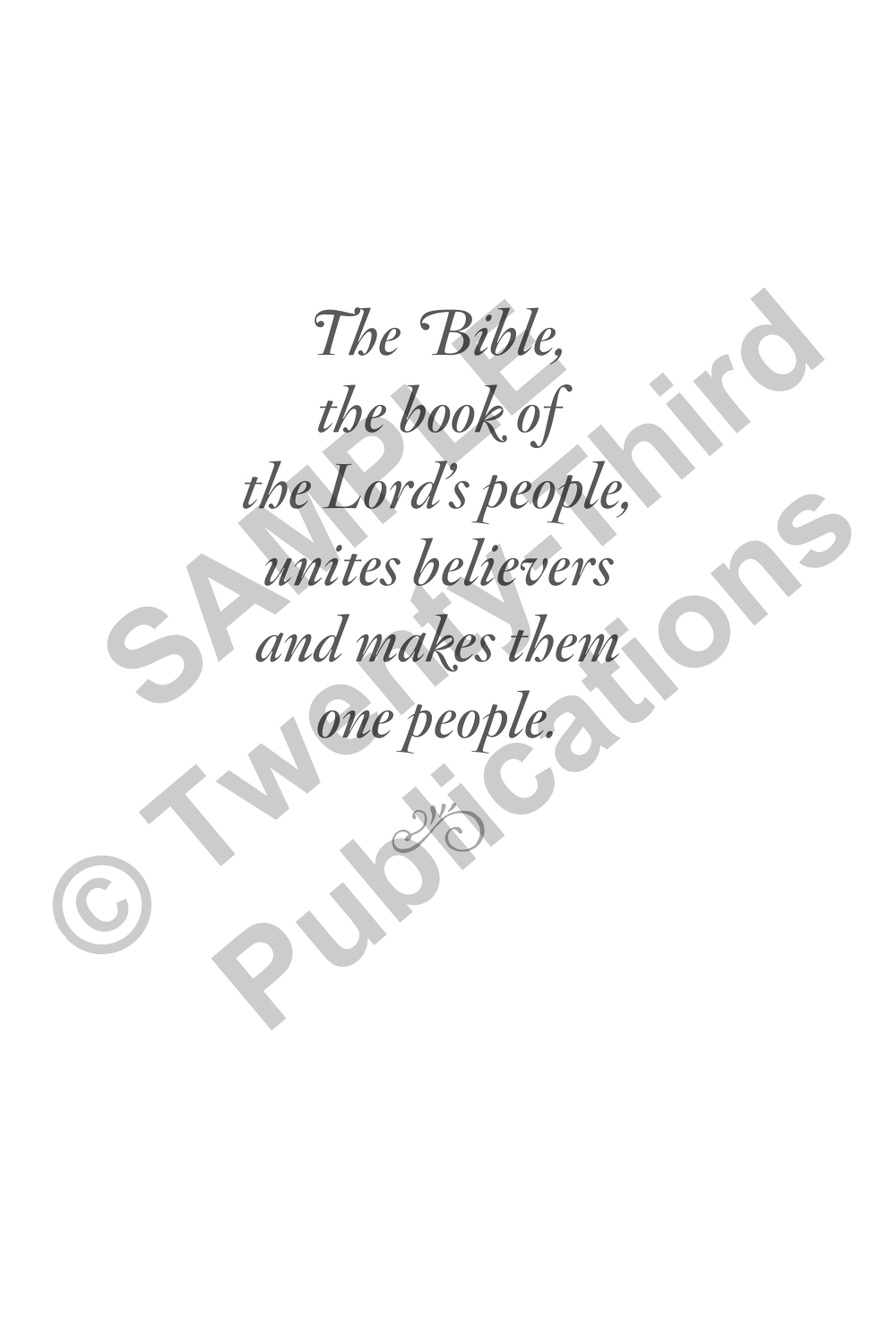*The Bible,*
*the book of*
*the Lord's people,*
*unites believers*
*and makes them*
*one people.*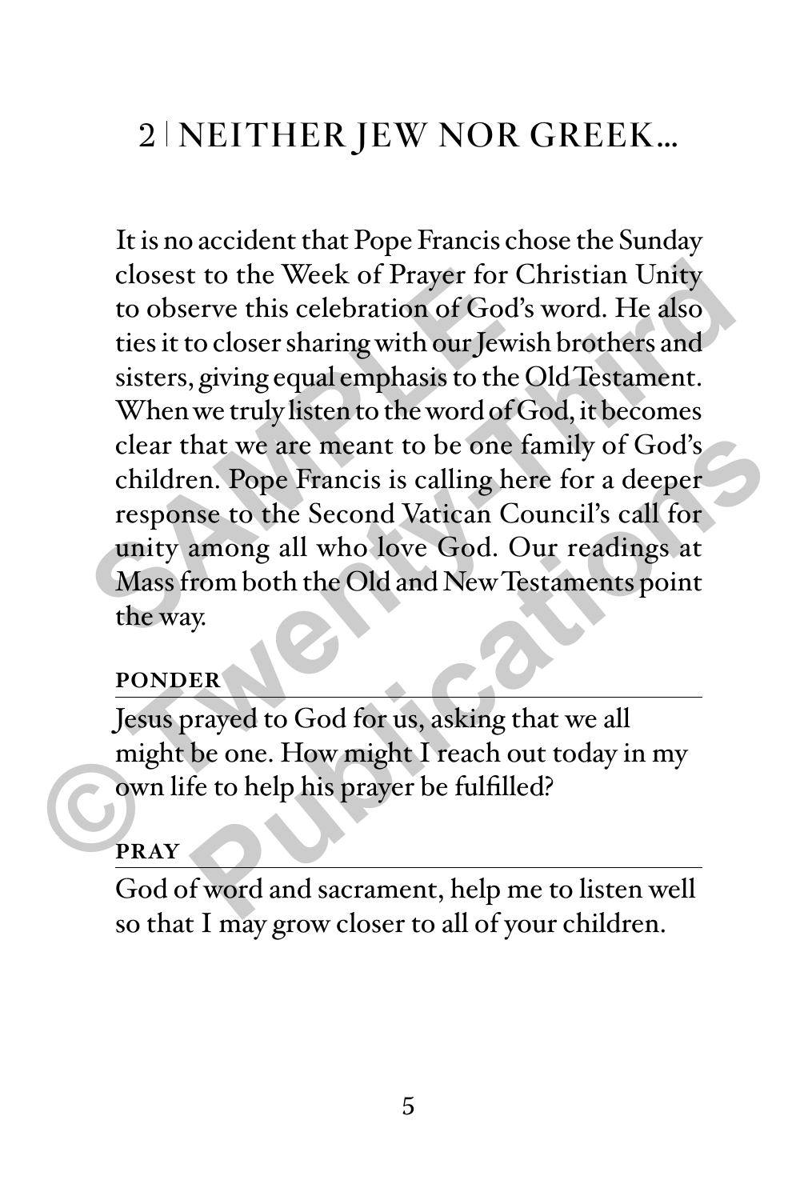## 2 | NEITHER JEW NOR GREEK...

It is no accident that Pope Francis chose the Sunday closest to the Week of Prayer for Christian Unity to observe this celebration of God's word. He also ties it to closer sharing with our Jewish brothers and sisters, giving equal emphasis to the Old Testament. When we truly listen to the word of God, it becomes clear that we are meant to be one family of God's children. Pope Francis is calling here for a deeper response to the Second Vatican Council's call for unity among all who love God. Our readings at Mass from both the Old and New Testaments point the way.

**PONDER**

Jesus prayed to God for us, asking that we all might be one. How might I reach out today in my own life to help his prayer be fulfilled?

**PRAY**

God of word and sacrament, help me to listen well so that I may grow closer to all of your children.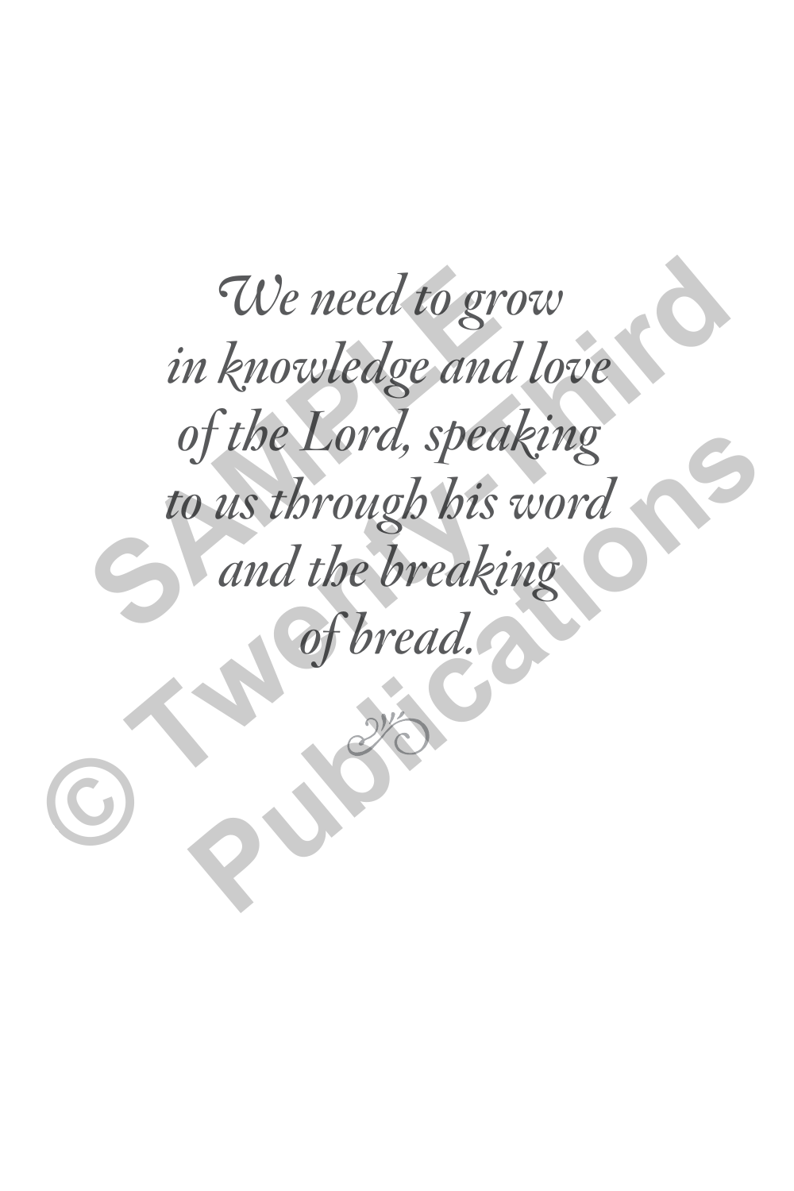*We need to grow
in knowledge and love
of the Lord, speaking
to us through his word
and the breaking
of bread.*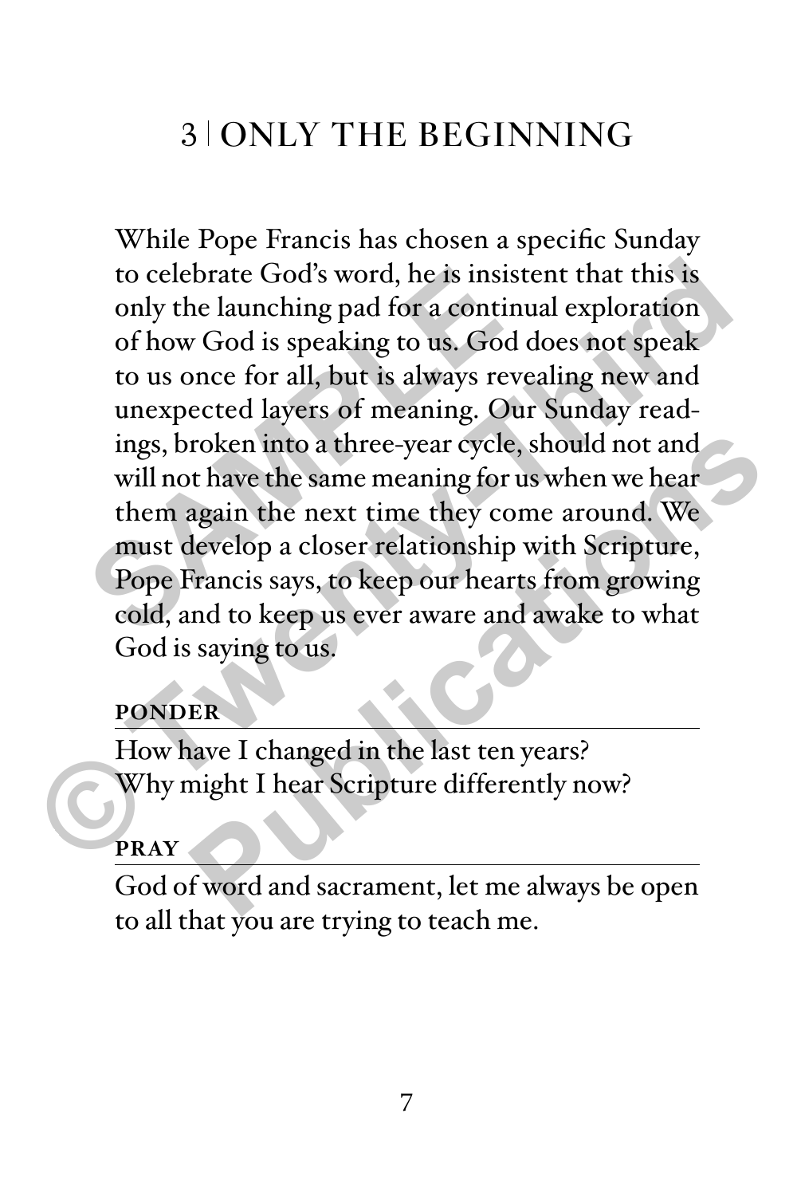# 3 | ONLY THE BEGINNING

While Pope Francis has chosen a specific Sunday to celebrate God's word, he is insistent that this is only the launching pad for a continual exploration of how God is speaking to us. God does not speak to us once for all, but is always revealing new and unexpected layers of meaning. Our Sunday readings, broken into a three-year cycle, should not and will not have the same meaning for us when we hear them again the next time they come around. We must develop a closer relationship with Scripture, Pope Francis says, to keep our hearts from growing cold, and to keep us ever aware and awake to what God is saying to us.

**PONDER**

How have I changed in the last ten years?
Why might I hear Scripture differently now?

**PRAY**

God of word and sacrament, let me always be open to all that you are trying to teach me.